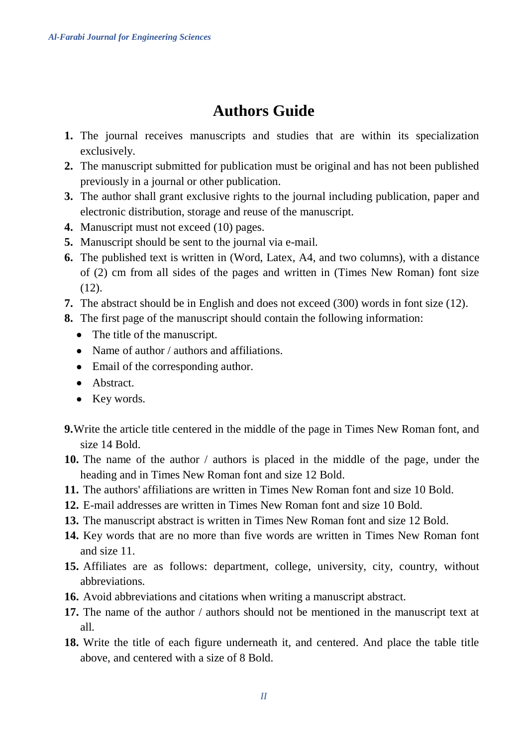# Authors Guide

1. The journal receives manuscripts and studies that are within its specialization exclusively.
2. The manuscript submitted for publication must be original and has not been published previously in a journal or other publication.
3. The author shall grant exclusive rights to the journal including publication, paper and electronic distribution, storage and reuse of the manuscript.
4. Manuscript must not exceed (10) pages.
5. Manuscript should be sent to the journal via e-mail.
6. The published text is written in (Word, Latex, A4, and two columns), with a distance of (2) cm from all sides of the pages and written in (Times New Roman) font size (12).
7. The abstract should be in English and does not exceed (300) words in font size (12).
8. The first page of the manuscript should contain the following information:
   - The title of the manuscript.
   - Name of author / authors and affiliations.
   - Email of the corresponding author.
   - Abstract.
   - Key words.
9. Write the article title centered in the middle of the page in Times New Roman font, and size 14 Bold.
10. The name of the author / authors is placed in the middle of the page, under the heading and in Times New Roman font and size 12 Bold.
11. The authors' affiliations are written in Times New Roman font and size 10 Bold.
12. E-mail addresses are written in Times New Roman font and size 10 Bold.
13. The manuscript abstract is written in Times New Roman font and size 12 Bold.
14. Key words that are no more than five words are written in Times New Roman font and size 11.
15. Affiliates are as follows: department, college, university, city, country, without abbreviations.
16. Avoid abbreviations and citations when writing a manuscript abstract.
17. The name of the author / authors should not be mentioned in the manuscript text at all.
18. Write the title of each figure underneath it, and centered. And place the table title above, and centered with a size of 8 Bold.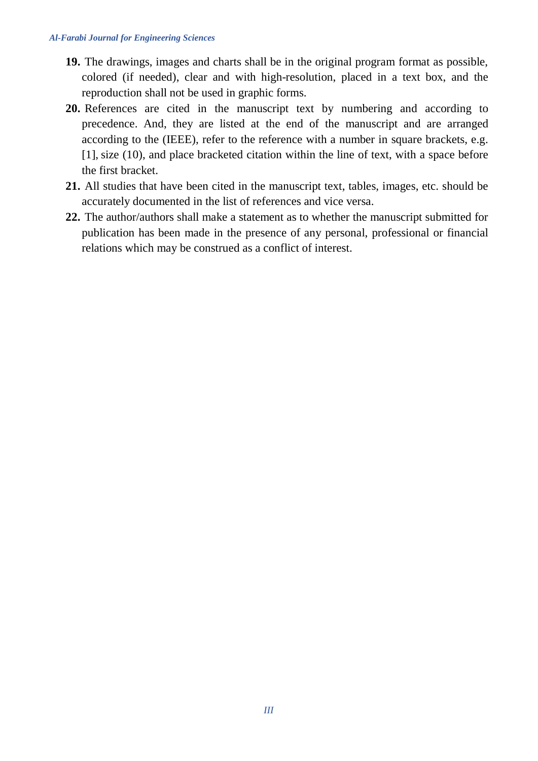**19.** The drawings, images and charts shall be in the original program format as possible, colored (if needed), clear and with high-resolution, placed in a text box, and the reproduction shall not be used in graphic forms.

**20.** References are cited in the manuscript text by numbering and according to precedence. And, they are listed at the end of the manuscript and are arranged according to the (IEEE), refer to the reference with a number in square brackets, e.g. [1], size (10), and place bracketed citation within the line of text, with a space before the first bracket.

**21.** All studies that have been cited in the manuscript text, tables, images, etc. should be accurately documented in the list of references and vice versa.

**22.** The author/authors shall make a statement as to whether the manuscript submitted for publication has been made in the presence of any personal, professional or financial relations which may be construed as a conflict of interest.